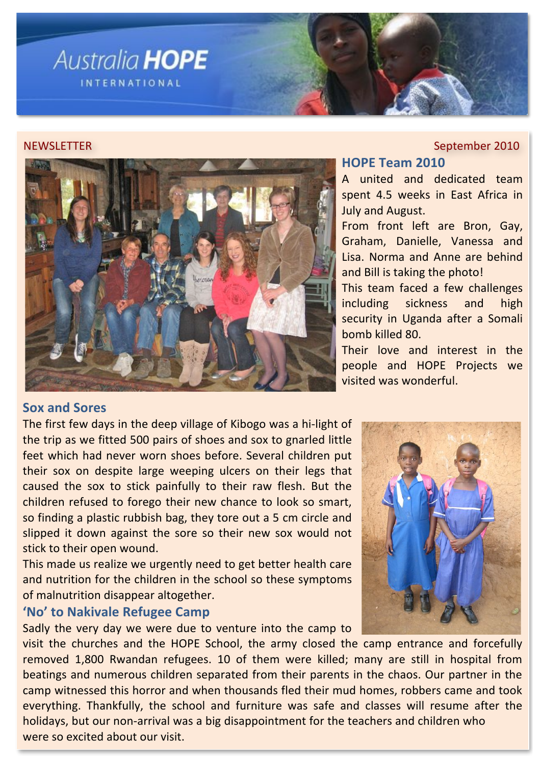# Australia HOPE

INTERNATIONAL

NEWSLETTER

September 2010

## HOPE Team 2010

A united and dedicated team spent 4.5 weeks in East Africa in July and August.

From front left are Bron, Gay, Graham, Danielle, Vanessa and Lisa. Norma and Anne are behind and Bill is taking the photo!

This team faced a few challenges including sickness and high security in Uganda after a Somali bomb killed 80.

Their love and interest in the people and HOPE Projects we visited was wonderful.

## Sox and Sores

The first few days in the deep village of Kibogo was a hi-light of the trip as we fitted 500 pairs of shoes and sox to gnarled little feet which had never worn shoes before. Several children put their sox on despite large weeping ulcers on their legs that caused the sox to stick painfully to their raw flesh. But the children refused to forego their new chance to look so smart, so finding a plastic rubbish bag, they tore out a 5 cm circle and slipped it down against the sore so their new sox would not stick to their open wound.

This made us realize we urgently need to get better health care and nutrition for the children in the school so these symptoms of malnutrition disappear altogether.

## 'No' to Nakivale Refugee Camp

Sadly the very day we were due to venture into the camp to visit the churches and the HOPE School, the army closed the camp entrance and forcefully removed 1,800 Rwandan refugees. 10 of them were killed; many are still in hospital from beatings and numerous children separated from their parents in the chaos. Our partner in the camp witnessed this horror and when thousands fled their mud homes, robbers came and took everything. Thankfully, the school and furniture was safe and classes will resume after the holidays, but our non-arrival was a big disappointment for the teachers and children who were so excited about our visit.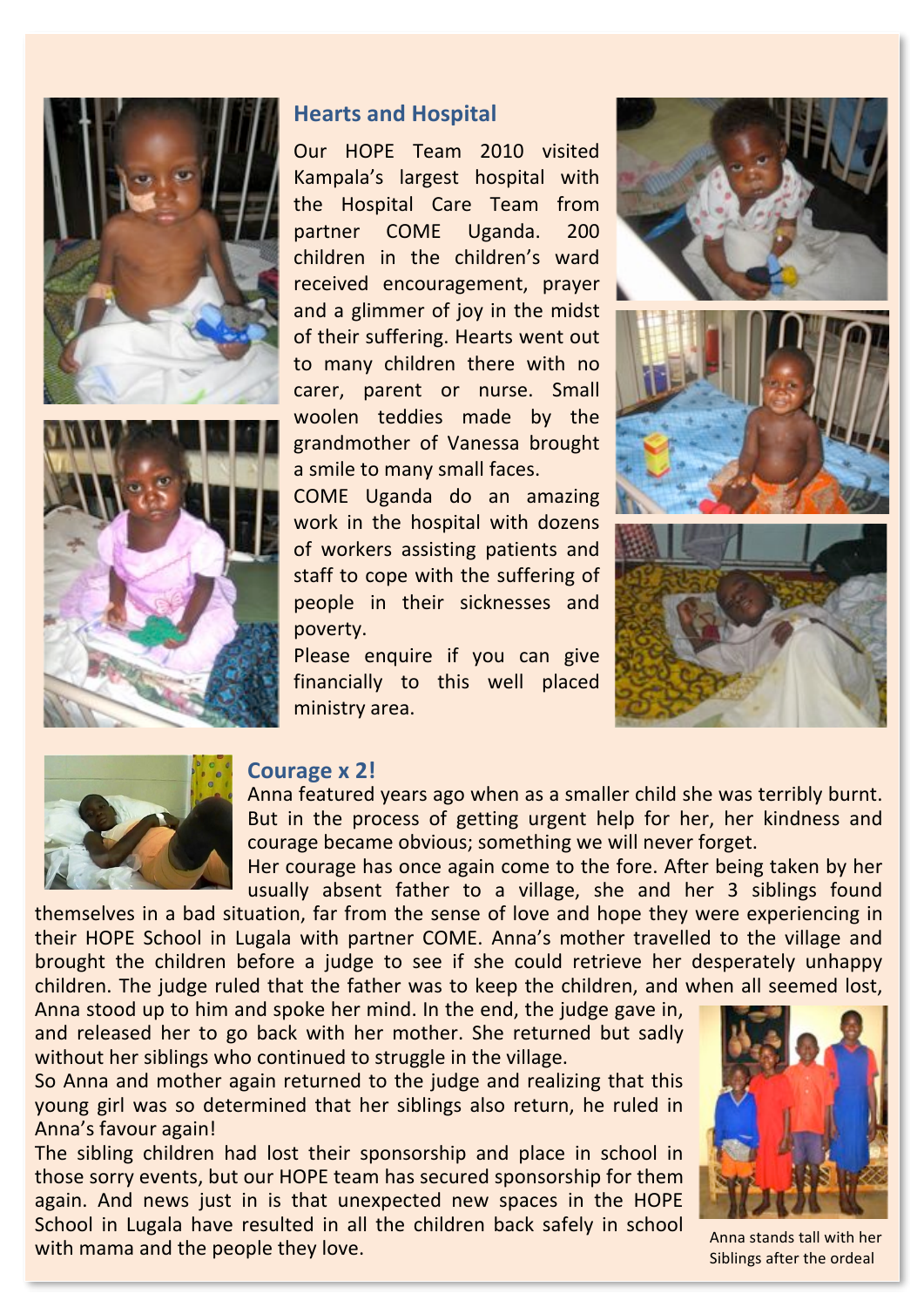## Hearts and Hospital

Our HOPE Team 2010 visited Kampala's largest hospital with the Hospital Care Team from partner COME Uganda. 200 children in the children's ward received encouragement, prayer and a glimmer of joy in the midst of their suffering. Hearts went out to many children there with no carer, parent or nurse. Small woolen teddies made by the grandmother of Vanessa brought a smile to many small faces.

COME Uganda do an amazing work in the hospital with dozens of workers assisting patients and staff to cope with the suffering of people in their sicknesses and poverty.

Please enquire if you can give financially to this well placed ministry area.

## Courage x 2!

Anna featured years ago when as a smaller child she was terribly burnt. But in the process of getting urgent help for her, her kindness and courage became obvious; something we will never forget.

Her courage has once again come to the fore. After being taken by her usually absent father to a village, she and her 3 siblings found themselves in a bad situation, far from the sense of love and hope they were experiencing in their HOPE School in Lugala with partner COME. Anna's mother travelled to the village and brought the children before a judge to see if she could retrieve her desperately unhappy children. The judge ruled that the father was to keep the children, and when all seemed lost, Anna stood up to him and spoke her mind. In the end, the judge gave in, and released her to go back with her mother. She returned but sadly without her siblings who continued to struggle in the village.

So Anna and mother again returned to the judge and realizing that this young girl was so determined that her siblings also return, he ruled in Anna's favour again!

The sibling children had lost their sponsorship and place in school in those sorry events, but our HOPE team has secured sponsorship for them again. And news just in is that unexpected new spaces in the HOPE School in Lugala have resulted in all the children back safely in school with mama and the people they love.

Anna stands tall with her Siblings after the ordeal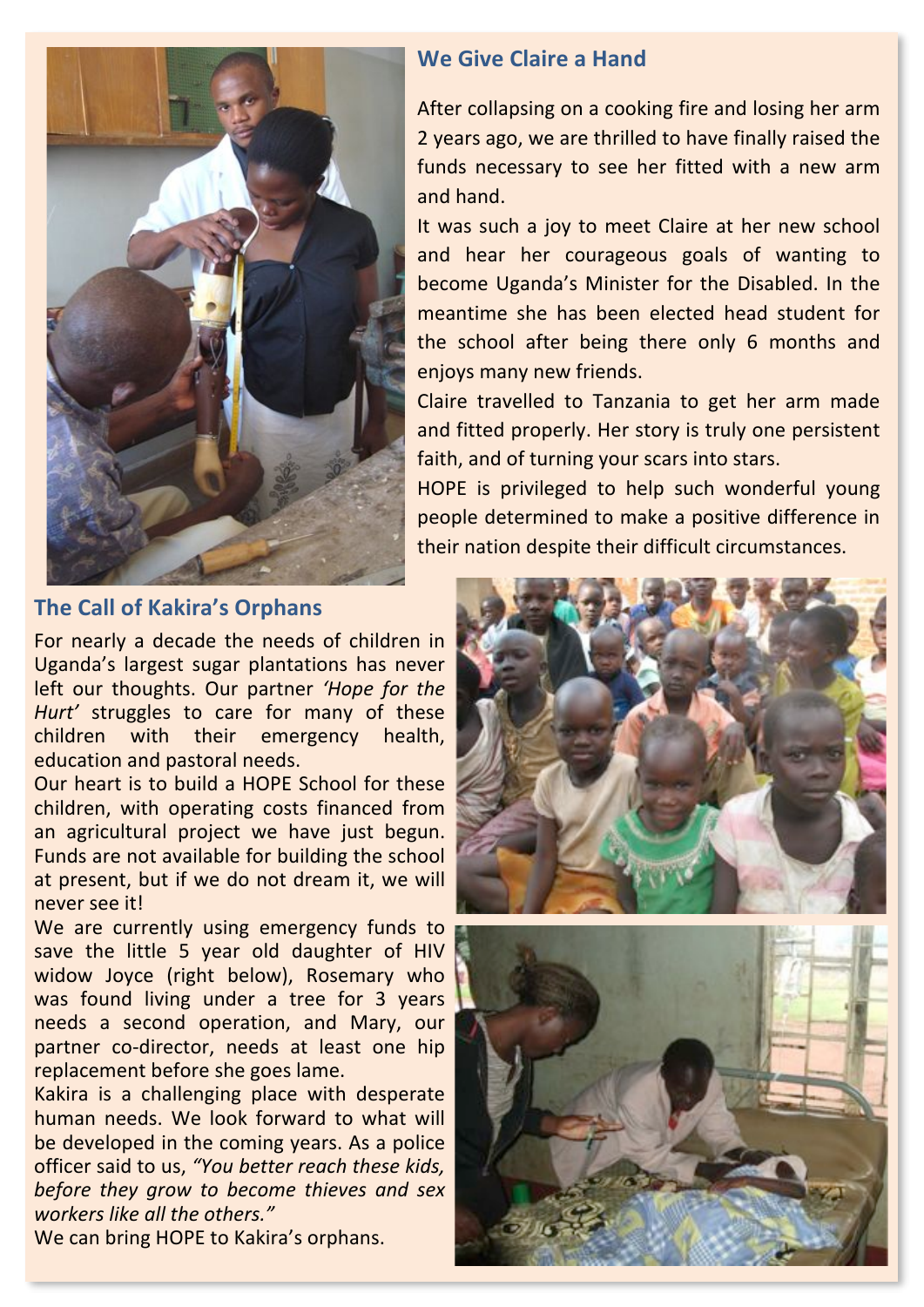## We Give Claire a Hand

After collapsing on a cooking fire and losing her arm 2 years ago, we are thrilled to have finally raised the funds necessary to see her fitted with a new arm and hand.

It was such a joy to meet Claire at her new school and hear her courageous goals of wanting to become Uganda's Minister for the Disabled. In the meantime she has been elected head student for the school after being there only 6 months and enjoys many new friends.

Claire travelled to Tanzania to get her arm made and fitted properly. Her story is truly one persistent faith, and of turning your scars into stars.

HOPE is privileged to help such wonderful young people determined to make a positive difference in their nation despite their difficult circumstances.

## The Call of Kakira's Orphans

For nearly a decade the needs of children in Uganda's largest sugar plantations has never left our thoughts. Our partner *'Hope for the Hurt'* struggles to care for many of these children with their emergency health, education and pastoral needs.

Our heart is to build a HOPE School for these children, with operating costs financed from an agricultural project we have just begun. Funds are not available for building the school at present, but if we do not dream it, we will never see it!

We are currently using emergency funds to save the little 5 year old daughter of HIV widow Joyce (right below), Rosemary who was found living under a tree for 3 years needs a second operation, and Mary, our partner co-director, needs at least one hip replacement before she goes lame.

Kakira is a challenging place with desperate human needs. We look forward to what will be developed in the coming years. As a police officer said to us, *"You better reach these kids, before they grow to become thieves and sex workers like all the others."*

We can bring HOPE to Kakira's orphans.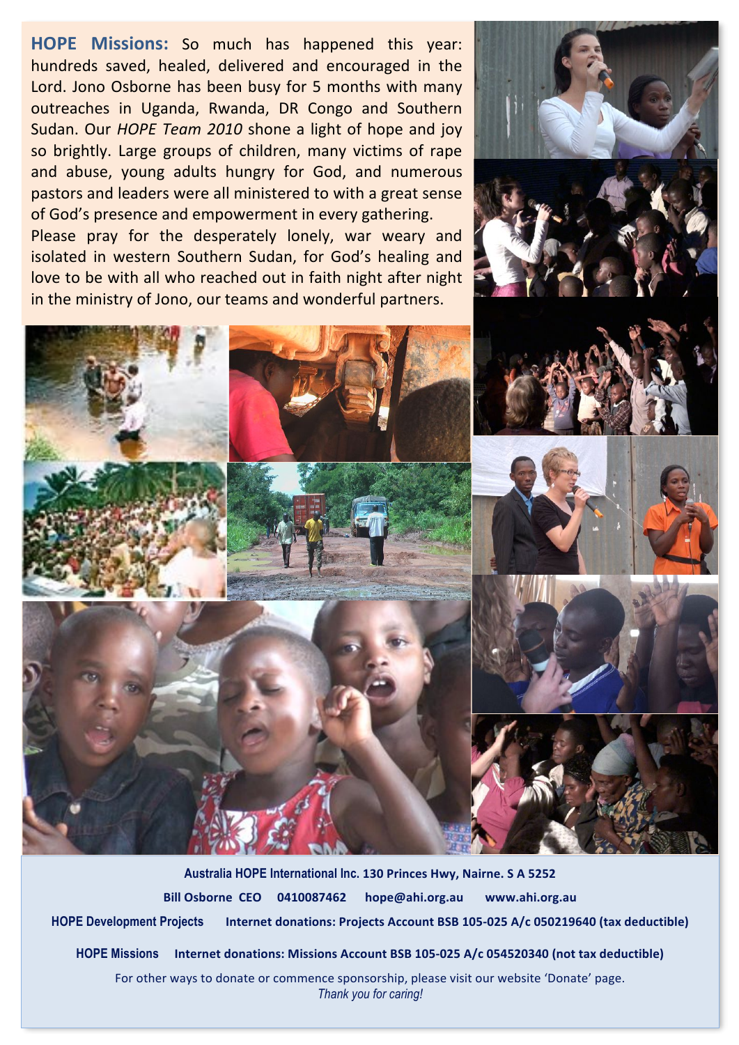**HOPE Missions:** So much has happened this year: hundreds saved, healed, delivered and encouraged in the Lord. Jono Osborne has been busy for 5 months with many outreaches in Uganda, Rwanda, DR Congo and Southern Sudan. Our *HOPE Team 2010* shone a light of hope and joy so brightly. Large groups of children, many victims of rape and abuse, young adults hungry for God, and numerous pastors and leaders were all ministered to with a great sense of God's presence and empowerment in every gathering.

Please pray for the desperately lonely, war weary and isolated in western Southern Sudan, for God's healing and love to be with all who reached out in faith night after night in the ministry of Jono, our teams and wonderful partners.

**Australia HOPE International Inc. 130 Princes Hwy, Nairne. S A 5252**

**Bill Osborne CEO 0410087462 hope@ahi.org.au www.ahi.org.au**

**HOPE Development Projects** **Internet donations: Projects Account BSB 105-025 A/c 050219640 (tax deductible)**

**HOPE Missions** **Internet donations: Missions Account BSB 105-025 A/c 054520340 (not tax deductible)**

For other ways to donate or commence sponsorship, please visit our website 'Donate' page.

*Thank you for caring!*